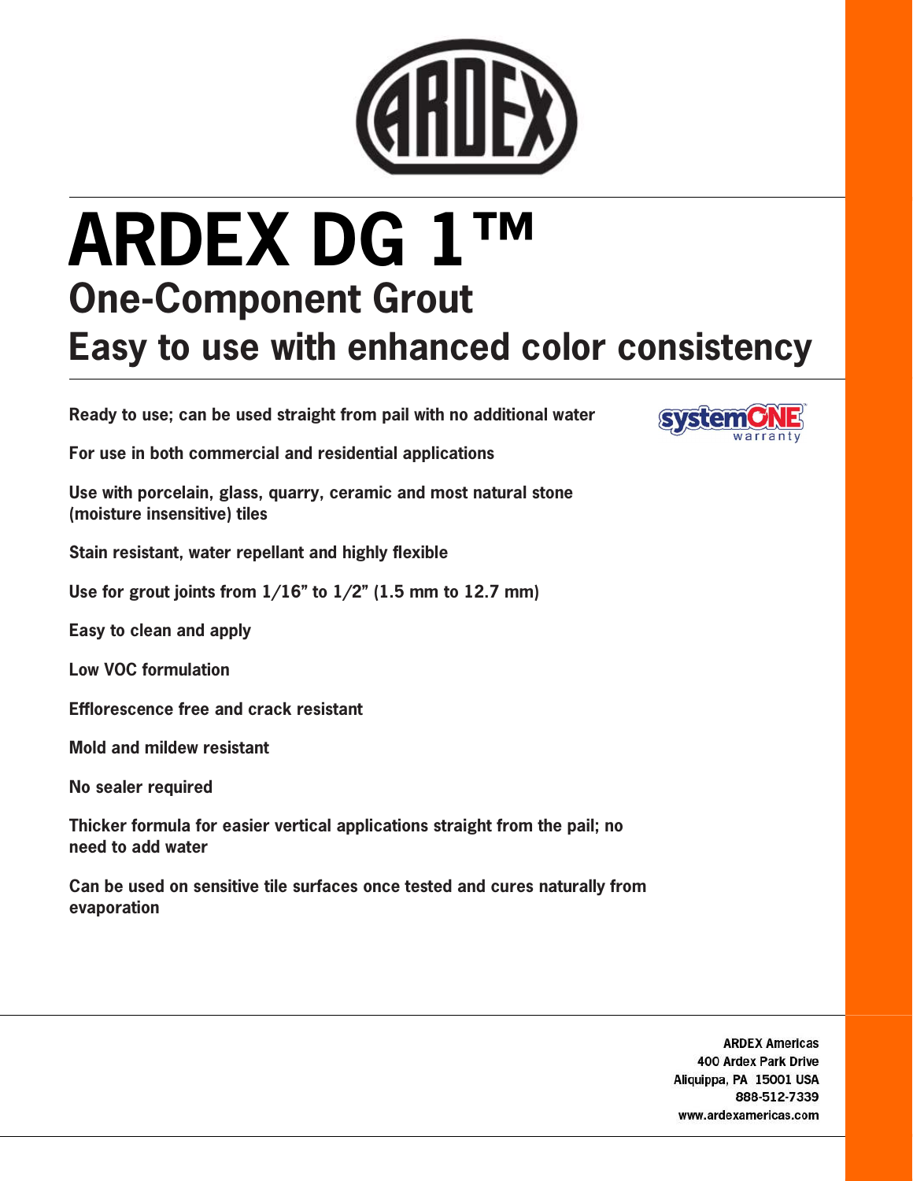# ARDEX DG 1™

## One-Component Grout

## Easy to use with enhanced color consistency

**Ready to use; can be used straight from pail with no additional water**

**For use in both commercial and residential applications**

**Use with porcelain, glass, quarry, ceramic and most natural stone (moisture insensitive) tiles**

**Stain resistant, water repellant and highly flexible**

**Use for grout joints from 1/16" to 1/2" (1.5 mm to 12.7 mm)**

**Easy to clean and apply**

**Low VOC formulation**

**Efflorescence free and crack resistant**

**Mold and mildew resistant**

**No sealer required**

**Thicker formula for easier vertical applications straight from the pail; no need to add water**

**Can be used on sensitive tile surfaces once tested and cures naturally from evaporation**

systemONE warranty

**ARDEX Americas**
**400 Ardex Park Drive**
**Aliquippa, PA 15001 USA**
**888-512-7339**
**www.ardexamericas.com**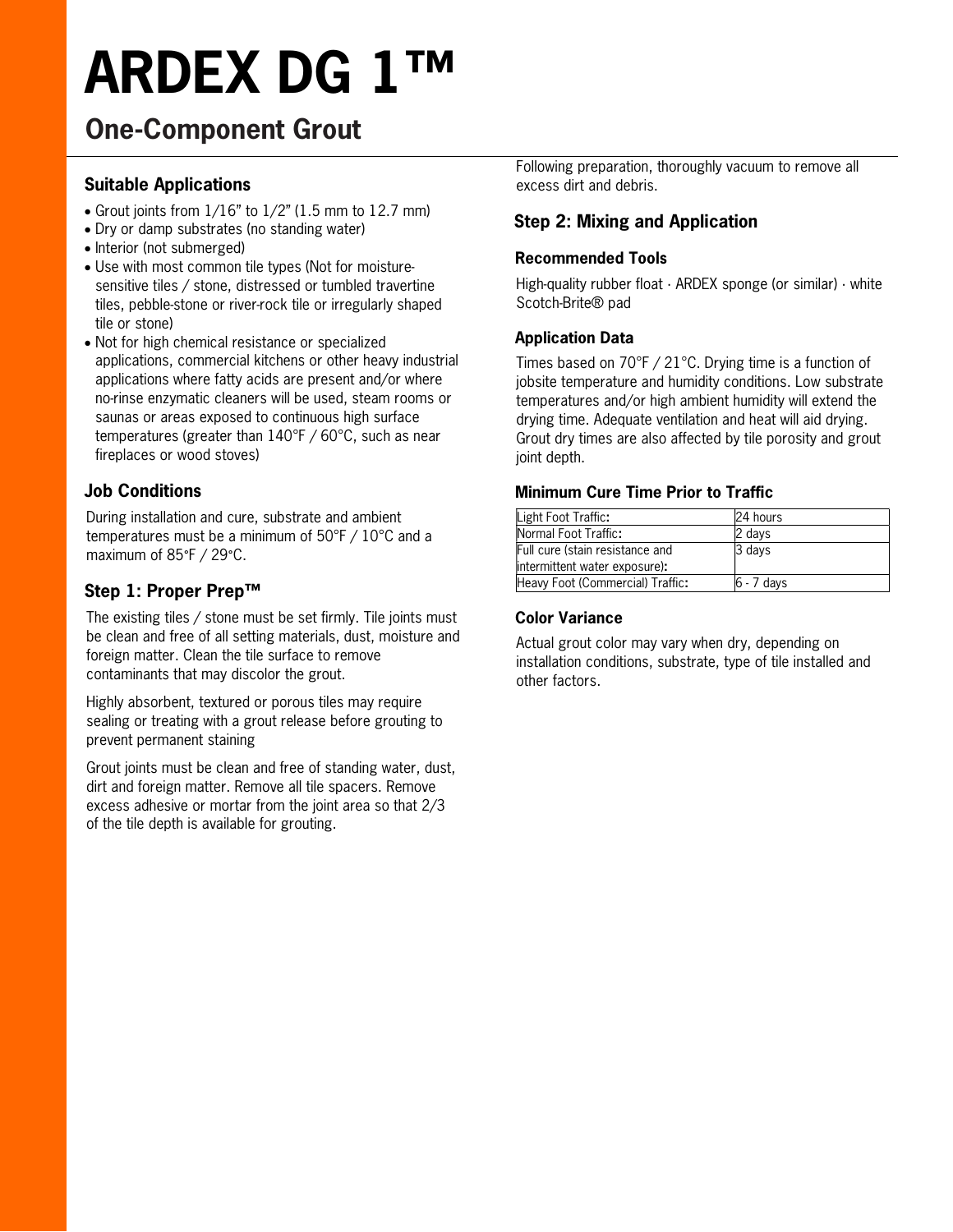# ARDEX DG 1™

## One-Component Grout

### Suitable Applications

- Grout joints from 1/16" to 1/2" (1.5 mm to 12.7 mm)
- Dry or damp substrates (no standing water)
- Interior (not submerged)
- Use with most common tile types (Not for moisture-sensitive tiles / stone, distressed or tumbled travertine tiles, pebble-stone or river-rock tile or irregularly shaped tile or stone)
- Not for high chemical resistance or specialized applications, commercial kitchens or other heavy industrial applications where fatty acids are present and/or where no-rinse enzymatic cleaners will be used, steam rooms or saunas or areas exposed to continuous high surface temperatures (greater than 140°F / 60°C, such as near fireplaces or wood stoves)

### Job Conditions

During installation and cure, substrate and ambient temperatures must be a minimum of 50°F / 10°C and a maximum of 85°F / 29°C.

### Step 1: Proper Prep™

The existing tiles / stone must be set firmly. Tile joints must be clean and free of all setting materials, dust, moisture and foreign matter. Clean the tile surface to remove contaminants that may discolor the grout.

Highly absorbent, textured or porous tiles may require sealing or treating with a grout release before grouting to prevent permanent staining

Grout joints must be clean and free of standing water, dust, dirt and foreign matter. Remove all tile spacers. Remove excess adhesive or mortar from the joint area so that 2/3 of the tile depth is available for grouting.

Following preparation, thoroughly vacuum to remove all excess dirt and debris.

### Step 2: Mixing and Application

#### Recommended Tools

High-quality rubber float · ARDEX sponge (or similar) · white Scotch-Brite® pad

#### Application Data

Times based on 70°F / 21°C. Drying time is a function of jobsite temperature and humidity conditions. Low substrate temperatures and/or high ambient humidity will extend the drying time. Adequate ventilation and heat will aid drying. Grout dry times are also affected by tile porosity and grout joint depth.

#### Minimum Cure Time Prior to Traffic

| | |
|---|---|
| Light Foot Traffic: | 24 hours |
| Normal Foot Traffic: | 2 days |
| Full cure (stain resistance and intermittent water exposure): | 3 days |
| Heavy Foot (Commercial) Traffic: | 6 - 7 days |

#### Color Variance

Actual grout color may vary when dry, depending on installation conditions, substrate, type of tile installed and other factors.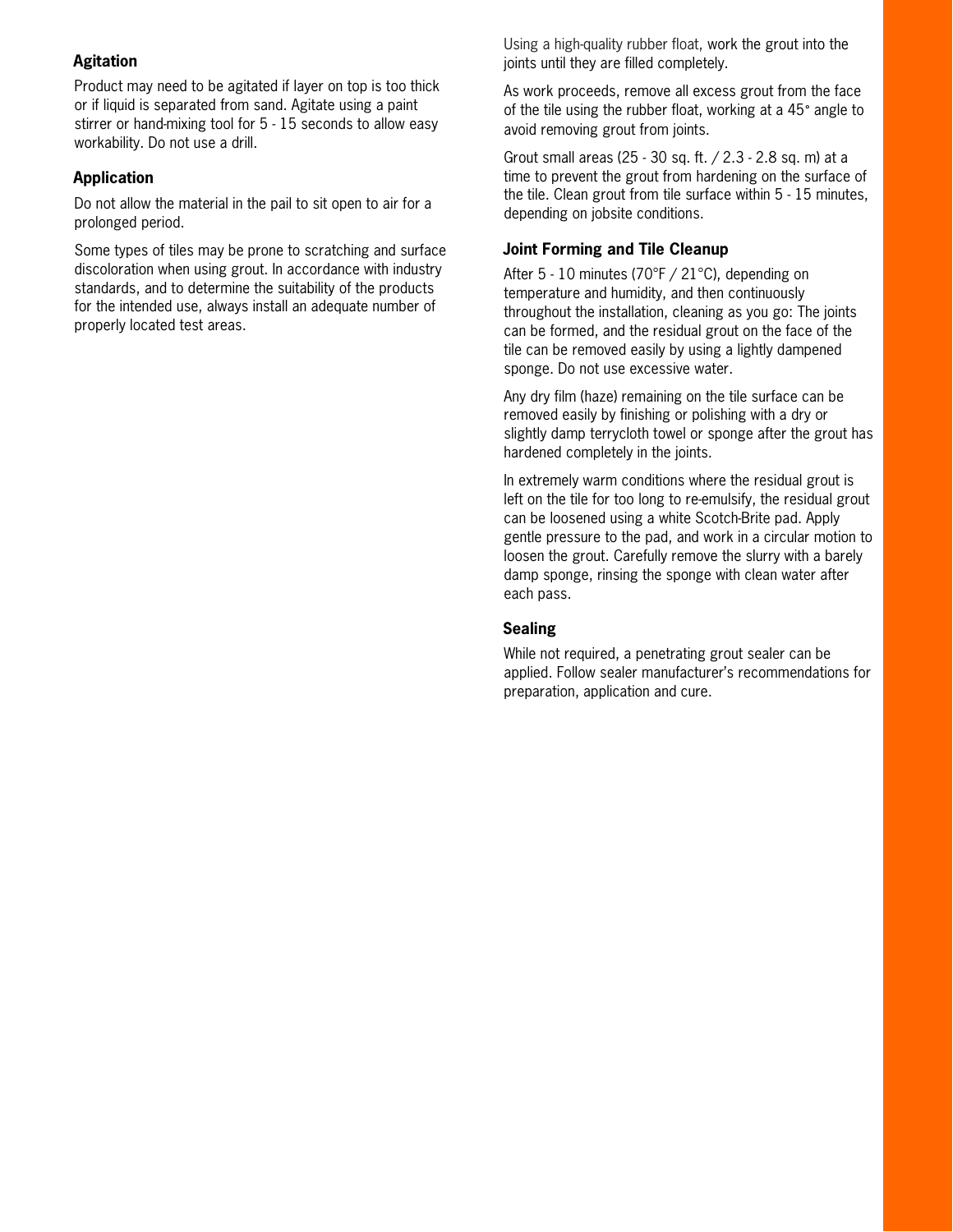### Agitation

Product may need to be agitated if layer on top is too thick or if liquid is separated from sand. Agitate using a paint stirrer or hand-mixing tool for 5 - 15 seconds to allow easy workability. Do not use a drill.

### Application

Do not allow the material in the pail to sit open to air for a prolonged period.

Some types of tiles may be prone to scratching and surface discoloration when using grout. In accordance with industry standards, and to determine the suitability of the products for the intended use, always install an adequate number of properly located test areas.

Using a high-quality rubber float, work the grout into the joints until they are filled completely.

As work proceeds, remove all excess grout from the face of the tile using the rubber float, working at a 45° angle to avoid removing grout from joints.

Grout small areas (25 - 30 sq. ft. / 2.3 - 2.8 sq. m) at a time to prevent the grout from hardening on the surface of the tile. Clean grout from tile surface within 5 - 15 minutes, depending on jobsite conditions.

### Joint Forming and Tile Cleanup

After 5 - 10 minutes (70°F / 21°C), depending on temperature and humidity, and then continuously throughout the installation, cleaning as you go: The joints can be formed, and the residual grout on the face of the tile can be removed easily by using a lightly dampened sponge. Do not use excessive water.

Any dry film (haze) remaining on the tile surface can be removed easily by finishing or polishing with a dry or slightly damp terrycloth towel or sponge after the grout has hardened completely in the joints.

In extremely warm conditions where the residual grout is left on the tile for too long to re-emulsify, the residual grout can be loosened using a white Scotch-Brite pad. Apply gentle pressure to the pad, and work in a circular motion to loosen the grout. Carefully remove the slurry with a barely damp sponge, rinsing the sponge with clean water after each pass.

### Sealing

While not required, a penetrating grout sealer can be applied. Follow sealer manufacturer's recommendations for preparation, application and cure.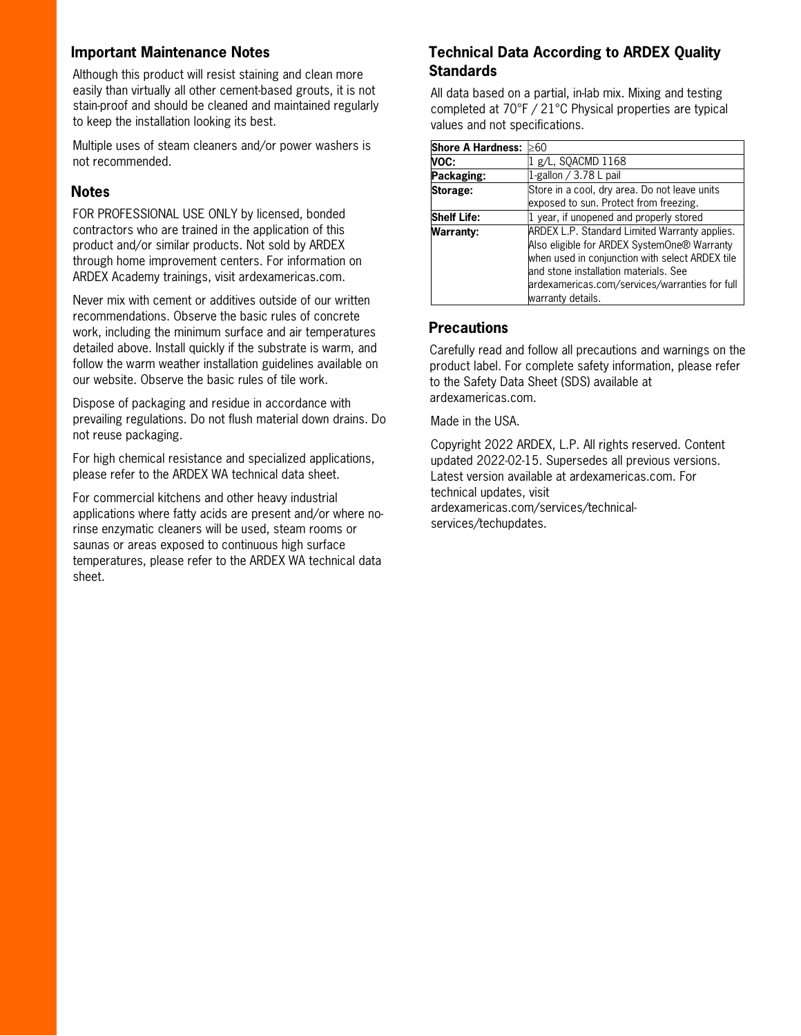## Important Maintenance Notes

Although this product will resist staining and clean more easily than virtually all other cement-based grouts, it is not stain-proof and should be cleaned and maintained regularly to keep the installation looking its best.

Multiple uses of steam cleaners and/or power washers is not recommended.

## Notes

FOR PROFESSIONAL USE ONLY by licensed, bonded contractors who are trained in the application of this product and/or similar products. Not sold by ARDEX through home improvement centers. For information on ARDEX Academy trainings, visit ardexamericas.com.

Never mix with cement or additives outside of our written recommendations. Observe the basic rules of concrete work, including the minimum surface and air temperatures detailed above. Install quickly if the substrate is warm, and follow the warm weather installation guidelines available on our website. Observe the basic rules of tile work.

Dispose of packaging and residue in accordance with prevailing regulations. Do not flush material down drains. Do not reuse packaging.

For high chemical resistance and specialized applications, please refer to the ARDEX WA technical data sheet.

For commercial kitchens and other heavy industrial applications where fatty acids are present and/or where no-rinse enzymatic cleaners will be used, steam rooms or saunas or areas exposed to continuous high surface temperatures, please refer to the ARDEX WA technical data sheet.

## Technical Data According to ARDEX Quality Standards

All data based on a partial, in-lab mix. Mixing and testing completed at 70°F / 21°C Physical properties are typical values and not specifications.

| | |
|---|---|
| **Shore A Hardness:** | ≥60 |
| **VOC:** | 1 g/L, SQACMD 1168 |
| **Packaging:** | 1-gallon / 3.78 L pail |
| **Storage:** | Store in a cool, dry area. Do not leave units exposed to sun. Protect from freezing. |
| **Shelf Life:** | 1 year, if unopened and properly stored |
| **Warranty:** | ARDEX L.P. Standard Limited Warranty applies. Also eligible for ARDEX SystemOne® Warranty when used in conjunction with select ARDEX tile and stone installation materials. See ardexamericas.com/services/warranties for full warranty details. |

## Precautions

Carefully read and follow all precautions and warnings on the product label. For complete safety information, please refer to the Safety Data Sheet (SDS) available at ardexamericas.com.

Made in the USA.

Copyright 2022 ARDEX, L.P. All rights reserved. Content updated 2022-02-15. Supersedes all previous versions. Latest version available at ardexamericas.com. For technical updates, visit ardexamericas.com/services/technical-services/techupdates.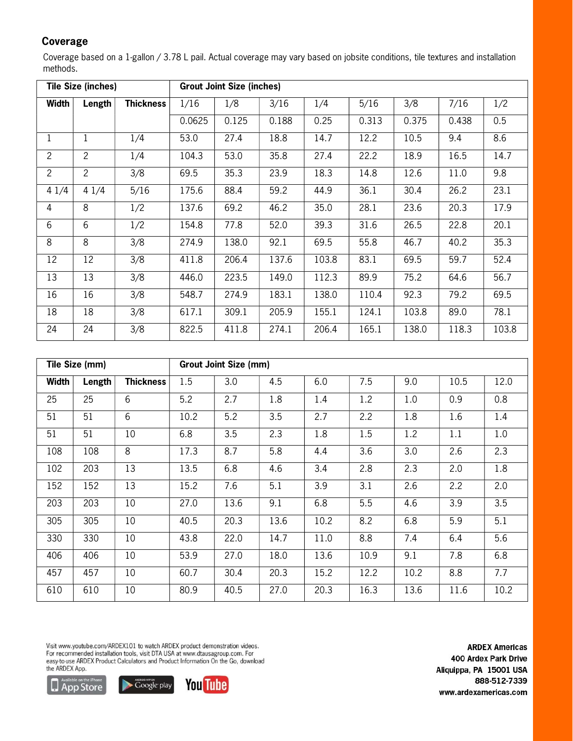## Coverage

Coverage based on a 1-gallon / 3.78 L pail. Actual coverage may vary based on jobsite conditions, tile textures and installation methods.

| Tile Size (inches) | | | Grout Joint Size (inches) | | | | | | | |
|---|---|---|---|---|---|---|---|---|---|---|
| Width | Length | Thickness | 1/16 | 1/8 | 3/16 | 1/4 | 5/16 | 3/8 | 7/16 | 1/2 |
| | | | 0.0625 | 0.125 | 0.188 | 0.25 | 0.313 | 0.375 | 0.438 | 0.5 |
| 1 | 1 | 1/4 | 53.0 | 27.4 | 18.8 | 14.7 | 12.2 | 10.5 | 9.4 | 8.6 |
| 2 | 2 | 1/4 | 104.3 | 53.0 | 35.8 | 27.4 | 22.2 | 18.9 | 16.5 | 14.7 |
| 2 | 2 | 3/8 | 69.5 | 35.3 | 23.9 | 18.3 | 14.8 | 12.6 | 11.0 | 9.8 |
| 4 1/4 | 4 1/4 | 5/16 | 175.6 | 88.4 | 59.2 | 44.9 | 36.1 | 30.4 | 26.2 | 23.1 |
| 4 | 8 | 1/2 | 137.6 | 69.2 | 46.2 | 35.0 | 28.1 | 23.6 | 20.3 | 17.9 |
| 6 | 6 | 1/2 | 154.8 | 77.8 | 52.0 | 39.3 | 31.6 | 26.5 | 22.8 | 20.1 |
| 8 | 8 | 3/8 | 274.9 | 138.0 | 92.1 | 69.5 | 55.8 | 46.7 | 40.2 | 35.3 |
| 12 | 12 | 3/8 | 411.8 | 206.4 | 137.6 | 103.8 | 83.1 | 69.5 | 59.7 | 52.4 |
| 13 | 13 | 3/8 | 446.0 | 223.5 | 149.0 | 112.3 | 89.9 | 75.2 | 64.6 | 56.7 |
| 16 | 16 | 3/8 | 548.7 | 274.9 | 183.1 | 138.0 | 110.4 | 92.3 | 79.2 | 69.5 |
| 18 | 18 | 3/8 | 617.1 | 309.1 | 205.9 | 155.1 | 124.1 | 103.8 | 89.0 | 78.1 |
| 24 | 24 | 3/8 | 822.5 | 411.8 | 274.1 | 206.4 | 165.1 | 138.0 | 118.3 | 103.8 |

| Tile Size (mm) | | | Grout Joint Size (mm) | | | | | | | |
|---|---|---|---|---|---|---|---|---|---|---|
| Width | Length | Thickness | 1.5 | 3.0 | 4.5 | 6.0 | 7.5 | 9.0 | 10.5 | 12.0 |
| 25 | 25 | 6 | 5.2 | 2.7 | 1.8 | 1.4 | 1.2 | 1.0 | 0.9 | 0.8 |
| 51 | 51 | 6 | 10.2 | 5.2 | 3.5 | 2.7 | 2.2 | 1.8 | 1.6 | 1.4 |
| 51 | 51 | 10 | 6.8 | 3.5 | 2.3 | 1.8 | 1.5 | 1.2 | 1.1 | 1.0 |
| 108 | 108 | 8 | 17.3 | 8.7 | 5.8 | 4.4 | 3.6 | 3.0 | 2.6 | 2.3 |
| 102 | 203 | 13 | 13.5 | 6.8 | 4.6 | 3.4 | 2.8 | 2.3 | 2.0 | 1.8 |
| 152 | 152 | 13 | 15.2 | 7.6 | 5.1 | 3.9 | 3.1 | 2.6 | 2.2 | 2.0 |
| 203 | 203 | 10 | 27.0 | 13.6 | 9.1 | 6.8 | 5.5 | 4.6 | 3.9 | 3.5 |
| 305 | 305 | 10 | 40.5 | 20.3 | 13.6 | 10.2 | 8.2 | 6.8 | 5.9 | 5.1 |
| 330 | 330 | 10 | 43.8 | 22.0 | 14.7 | 11.0 | 8.8 | 7.4 | 6.4 | 5.6 |
| 406 | 406 | 10 | 53.9 | 27.0 | 18.0 | 13.6 | 10.9 | 9.1 | 7.8 | 6.8 |
| 457 | 457 | 10 | 60.7 | 30.4 | 20.3 | 15.2 | 12.2 | 10.2 | 8.8 | 7.7 |
| 610 | 610 | 10 | 80.9 | 40.5 | 27.0 | 20.3 | 16.3 | 13.6 | 11.6 | 10.2 |

Visit www.youtube.com/ARDEX101 to watch ARDEX product demonstration videos. For recommended installation tools, visit DTA USA at www.dtausagroup.com. For easy-to-use ARDEX Product Calculators and Product Information On the Go, download the ARDEX App.

**ARDEX Americas**
**400 Ardex Park Drive**
**Aliquippa, PA 15001 USA**
**888-512-7339**
**www.ardexamericas.com**